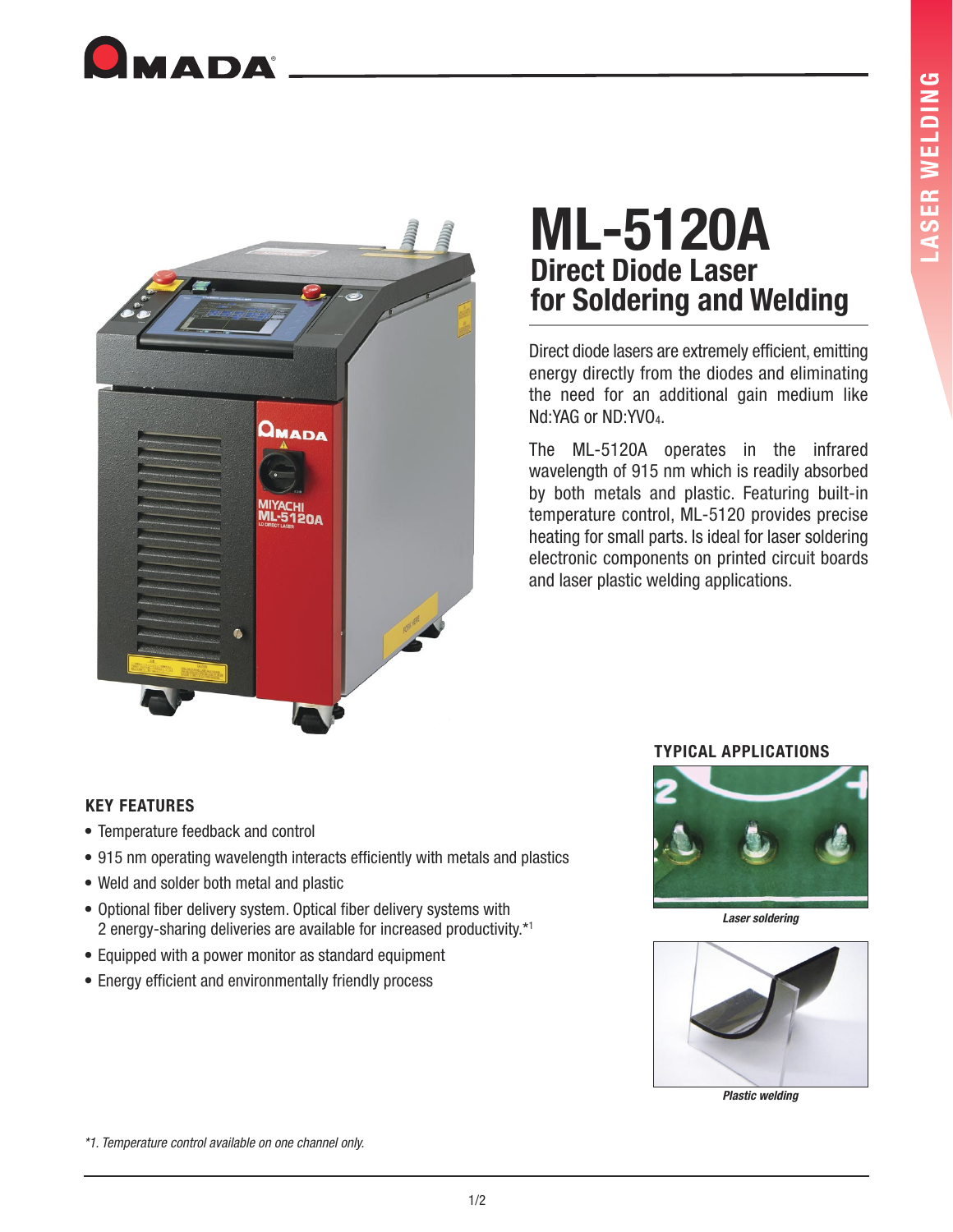# ML-5120A

## Direct Diode Laser for Soldering and Welding

Direct diode lasers are extremely efficient, emitting energy directly from the diodes and eliminating the need for an additional gain medium like Nd:YAG or ND:$YVO_4$.

The ML-5120A operates in the infrared wavelength of 915 nm which is readily absorbed by both metals and plastic. Featuring built-in temperature control, ML-5120 provides precise heating for small parts. Is ideal for laser soldering electronic components on printed circuit boards and laser plastic welding applications.

### KEY FEATURES

- Temperature feedback and control
- 915 nm operating wavelength interacts efficiently with metals and plastics
- Weld and solder both metal and plastic
- Optional fiber delivery system. Optical fiber delivery systems with 2 energy-sharing deliveries are available for increased productivity.*1
- Equipped with a power monitor as standard equipment
- Energy efficient and environmentally friendly process

### TYPICAL APPLICATIONS

*Laser soldering*

*Plastic welding*

*\*1. Temperature control available on one channel only.*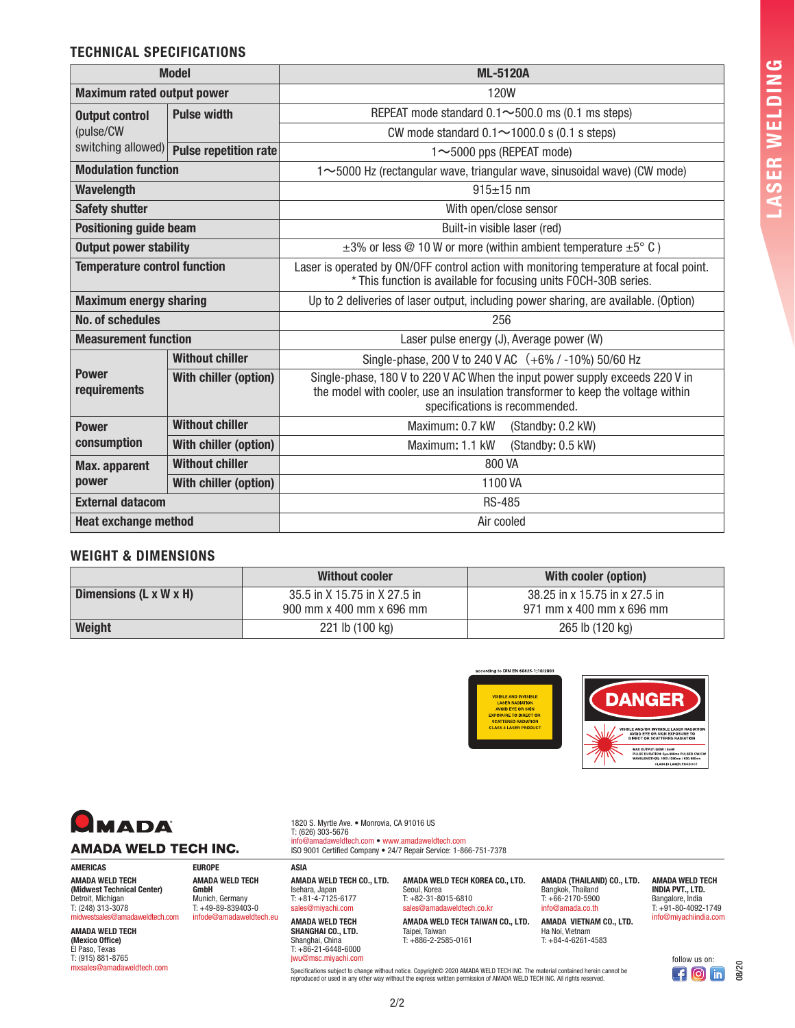## TECHNICAL SPECIFICATIONS

| Model | | ML-5120A |
|---|---|---|
| Maximum rated output power | | 120W |
| Output control (pulse/CW switching allowed) | Pulse width | REPEAT mode standard 0.1〜500.0 ms (0.1 ms steps) |
| | | CW mode standard 0.1〜1000.0 s (0.1 s steps) |
| | Pulse repetition rate | 1〜5000 pps (REPEAT mode) |
| Modulation function | | 1〜5000 Hz (rectangular wave, triangular wave, sinusoidal wave) (CW mode) |
| Wavelength | | 915±15 nm |
| Safety shutter | | With open/close sensor |
| Positioning guide beam | | Built-in visible laser (red) |
| Output power stability | | ±3% or less @ 10 W or more (within ambient temperature ±5° C ) |
| Temperature control function | | Laser is operated by ON/OFF control action with monitoring temperature at focal point. * This function is available for focusing units FOCH-30B series. |
| Maximum energy sharing | | Up to 2 deliveries of laser output, including power sharing, are available. (Option) |
| No. of schedules | | 256 |
| Measurement function | | Laser pulse energy (J), Average power (W) |
| Power requirements | Without chiller | Single-phase, 200 V to 240 V AC (+6% / -10%) 50/60 Hz |
| | With chiller (option) | Single-phase, 180 V to 220 V AC When the input power supply exceeds 220 V in the model with cooler, use an insulation transformer to keep the voltage within specifications is recommended. |
| Power consumption | Without chiller | Maximum: 0.7 kW (Standby: 0.2 kW) |
| | With chiller (option) | Maximum: 1.1 kW (Standby: 0.5 kW) |
| Max. apparent power | Without chiller | 800 VA |
| | With chiller (option) | 1100 VA |
| External datacom | | RS-485 |
| Heat exchange method | | Air cooled |

## WEIGHT & DIMENSIONS

| | Without cooler | With cooler (option) |
|---|---|---|
| Dimensions (L x W x H) | 35.5 in X 15.75 in X 27.5 in<br>900 mm x 400 mm x 696 mm | 38.25 in x 15.75 in x 27.5 in<br>971 mm x 400 mm x 696 mm |
| Weight | 221 lb (100 kg) | 265 lb (120 kg) |

according to DIN EN 60825-1;10/2003

VISIBLE AND INVISIBLE LASER RADIATION AVOID EYE OR SKIN EXPOSURE TO DIRECT OR SCATTERED RADIATION CLASS 4 LASER PRODUCT

DANGER

VISIBLE AND/OR INVISIBLE LASER RADIATION AVOID EYE OR SKIN EXPOSURE TO DIRECT OR SCATTERED RADIATION

CLASS IV LASER PRODUCT

**AMADA WELD TECH INC.**

1820 S. Myrtle Ave. • Monrovia, CA 91016 US
T: (626) 303-5676
info@amadaweldtech.com • www.amadaweldtech.com
ISO 9001 Certified Company • 24/7 Repair Service: 1-866-751-7378

**AMERICAS**

**AMADA WELD TECH (Midwest Technical Center)**
Detroit, Michigan
T: (248) 313-3078
midwestsales@amadaweldtech.com

**AMADA WELD TECH (Mexico Office)**
El Paso, Texas
T: (915) 881-8765
mxsales@amadaweldtech.com

**EUROPE**

**AMADA WELD TECH GmbH**
Munich, Germany
T: +49-89-839403-0
infode@amadaweldtech.eu

**ASIA**

**AMADA WELD TECH CO., LTD.**
Isehara, Japan
T: +81-4-7125-6177
sales@miyachi.com

**AMADA WELD TECH SHANGHAI CO., LTD.**
Shanghai, China
T: +86-21-6448-6000
jwu@msc.miyachi.com

**AMADA WELD TECH KOREA CO., LTD.**
Seoul, Korea
T: +82-31-8015-6810
sales@amadaweldtech.co.kr

**AMADA WELD TECH TAIWAN CO., LTD.**
Taipei, Taiwan
T: +886-2-2585-0161

**AMADA (THAILAND) CO., LTD.**
Bangkok, Thailand
T: +66-2170-5900
info@amada.co.th

**AMADA VIETNAM CO., LTD.**
Ha Noi, Vietnam
T: +84-4-6261-4583

**AMADA WELD TECH INDIA PVT., LTD.**
Bangalore, India
T: +91-80-4092-1749
info@miyachiindia.com

Specifications subject to change without notice. Copyright© 2020 AMADA WELD TECH INC. The material contained herein cannot be reproduced or used in any other way without the express written permission of AMADA WELD TECH INC. All rights reserved.

follow us on:

08/20